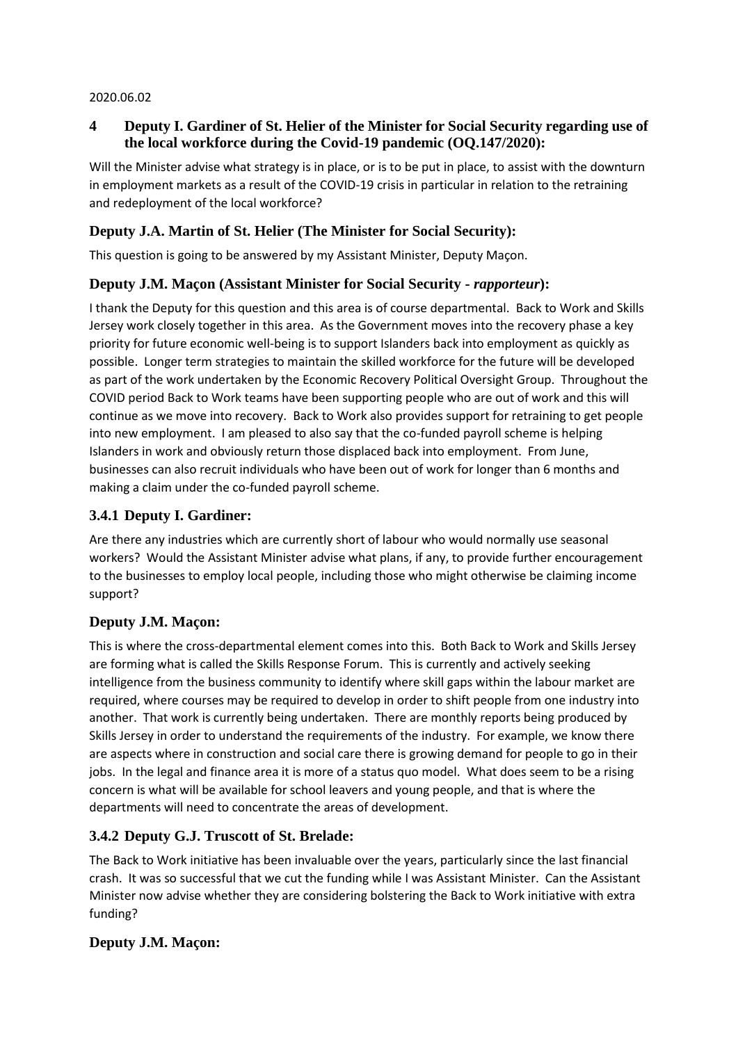2020.06.02

## 4 Deputy I. Gardiner of St. Helier of the Minister for Social Security regarding use of the local workforce during the Covid-19 pandemic (OQ.147/2020):

Will the Minister advise what strategy is in place, or is to be put in place, to assist with the downturn in employment markets as a result of the COVID-19 crisis in particular in relation to the retraining and redeployment of the local workforce?

### Deputy J.A. Martin of St. Helier (The Minister for Social Security):

This question is going to be answered by my Assistant Minister, Deputy Maçon.

### Deputy J.M. Maçon (Assistant Minister for Social Security - *rapporteur*):

I thank the Deputy for this question and this area is of course departmental. Back to Work and Skills Jersey work closely together in this area. As the Government moves into the recovery phase a key priority for future economic well-being is to support Islanders back into employment as quickly as possible. Longer term strategies to maintain the skilled workforce for the future will be developed as part of the work undertaken by the Economic Recovery Political Oversight Group. Throughout the COVID period Back to Work teams have been supporting people who are out of work and this will continue as we move into recovery. Back to Work also provides support for retraining to get people into new employment. I am pleased to also say that the co-funded payroll scheme is helping Islanders in work and obviously return those displaced back into employment. From June, businesses can also recruit individuals who have been out of work for longer than 6 months and making a claim under the co-funded payroll scheme.

### 3.4.1 Deputy I. Gardiner:

Are there any industries which are currently short of labour who would normally use seasonal workers? Would the Assistant Minister advise what plans, if any, to provide further encouragement to the businesses to employ local people, including those who might otherwise be claiming income support?

### Deputy J.M. Maçon:

This is where the cross-departmental element comes into this. Both Back to Work and Skills Jersey are forming what is called the Skills Response Forum. This is currently and actively seeking intelligence from the business community to identify where skill gaps within the labour market are required, where courses may be required to develop in order to shift people from one industry into another. That work is currently being undertaken. There are monthly reports being produced by Skills Jersey in order to understand the requirements of the industry. For example, we know there are aspects where in construction and social care there is growing demand for people to go in their jobs. In the legal and finance area it is more of a status quo model. What does seem to be a rising concern is what will be available for school leavers and young people, and that is where the departments will need to concentrate the areas of development.

### 3.4.2 Deputy G.J. Truscott of St. Brelade:

The Back to Work initiative has been invaluable over the years, particularly since the last financial crash. It was so successful that we cut the funding while I was Assistant Minister. Can the Assistant Minister now advise whether they are considering bolstering the Back to Work initiative with extra funding?

### Deputy J.M. Maçon: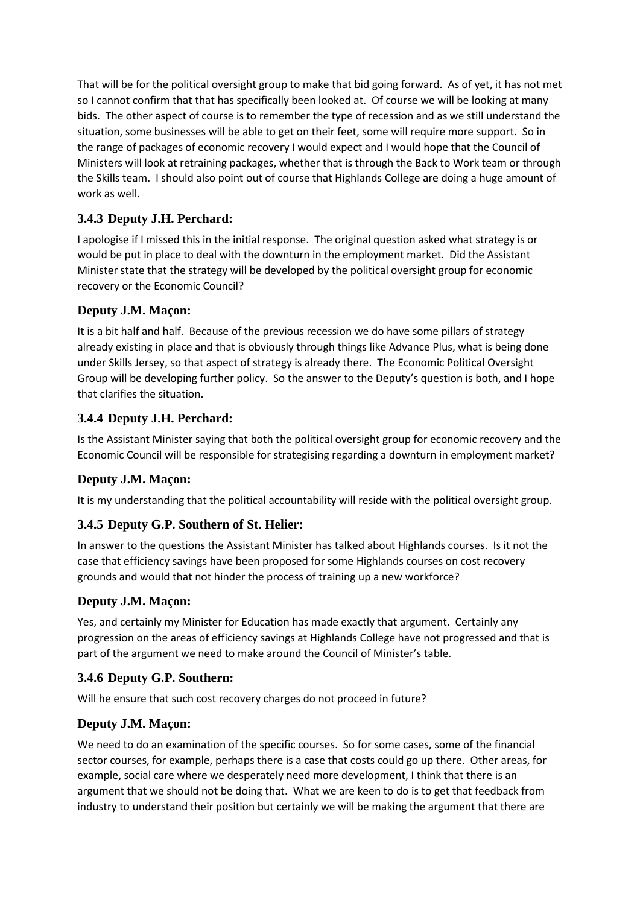That will be for the political oversight group to make that bid going forward. As of yet, it has not met so I cannot confirm that that has specifically been looked at. Of course we will be looking at many bids. The other aspect of course is to remember the type of recession and as we still understand the situation, some businesses will be able to get on their feet, some will require more support. So in the range of packages of economic recovery I would expect and I would hope that the Council of Ministers will look at retraining packages, whether that is through the Back to Work team or through the Skills team. I should also point out of course that Highlands College are doing a huge amount of work as well.

### 3.4.3 Deputy J.H. Perchard:

I apologise if I missed this in the initial response. The original question asked what strategy is or would be put in place to deal with the downturn in the employment market. Did the Assistant Minister state that the strategy will be developed by the political oversight group for economic recovery or the Economic Council?

### Deputy J.M. Maçon:

It is a bit half and half. Because of the previous recession we do have some pillars of strategy already existing in place and that is obviously through things like Advance Plus, what is being done under Skills Jersey, so that aspect of strategy is already there. The Economic Political Oversight Group will be developing further policy. So the answer to the Deputy's question is both, and I hope that clarifies the situation.

### 3.4.4 Deputy J.H. Perchard:

Is the Assistant Minister saying that both the political oversight group for economic recovery and the Economic Council will be responsible for strategising regarding a downturn in employment market?

### Deputy J.M. Maçon:

It is my understanding that the political accountability will reside with the political oversight group.

### 3.4.5 Deputy G.P. Southern of St. Helier:

In answer to the questions the Assistant Minister has talked about Highlands courses. Is it not the case that efficiency savings have been proposed for some Highlands courses on cost recovery grounds and would that not hinder the process of training up a new workforce?

### Deputy J.M. Maçon:

Yes, and certainly my Minister for Education has made exactly that argument. Certainly any progression on the areas of efficiency savings at Highlands College have not progressed and that is part of the argument we need to make around the Council of Minister's table.

### 3.4.6 Deputy G.P. Southern:

Will he ensure that such cost recovery charges do not proceed in future?

### Deputy J.M. Maçon:

We need to do an examination of the specific courses. So for some cases, some of the financial sector courses, for example, perhaps there is a case that costs could go up there. Other areas, for example, social care where we desperately need more development, I think that there is an argument that we should not be doing that. What we are keen to do is to get that feedback from industry to understand their position but certainly we will be making the argument that there are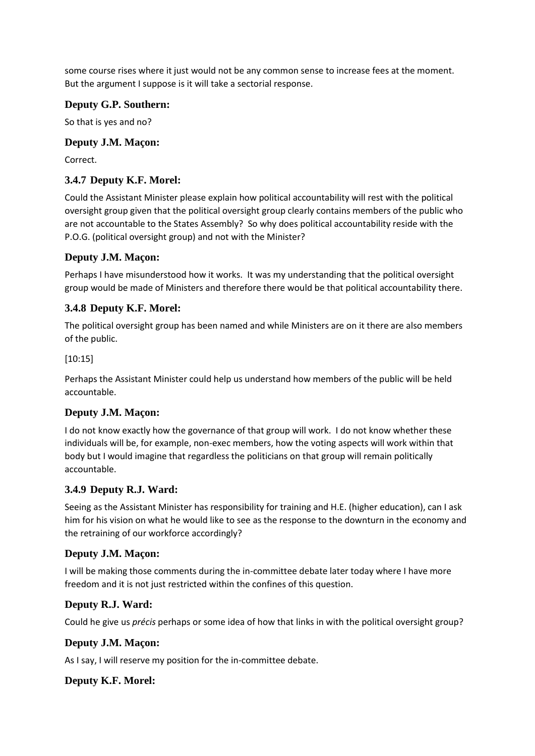some course rises where it just would not be any common sense to increase fees at the moment. But the argument I suppose is it will take a sectorial response.

### Deputy G.P. Southern:

So that is yes and no?

### Deputy J.M. Maçon:

Correct.

### 3.4.7 Deputy K.F. Morel:

Could the Assistant Minister please explain how political accountability will rest with the political oversight group given that the political oversight group clearly contains members of the public who are not accountable to the States Assembly? So why does political accountability reside with the P.O.G. (political oversight group) and not with the Minister?

### Deputy J.M. Maçon:

Perhaps I have misunderstood how it works. It was my understanding that the political oversight group would be made of Ministers and therefore there would be that political accountability there.

### 3.4.8 Deputy K.F. Morel:

The political oversight group has been named and while Ministers are on it there are also members of the public.

[10:15]

Perhaps the Assistant Minister could help us understand how members of the public will be held accountable.

### Deputy J.M. Maçon:

I do not know exactly how the governance of that group will work. I do not know whether these individuals will be, for example, non-exec members, how the voting aspects will work within that body but I would imagine that regardless the politicians on that group will remain politically accountable.

### 3.4.9 Deputy R.J. Ward:

Seeing as the Assistant Minister has responsibility for training and H.E. (higher education), can I ask him for his vision on what he would like to see as the response to the downturn in the economy and the retraining of our workforce accordingly?

### Deputy J.M. Maçon:

I will be making those comments during the in-committee debate later today where I have more freedom and it is not just restricted within the confines of this question.

### Deputy R.J. Ward:

Could he give us *précis* perhaps or some idea of how that links in with the political oversight group?

### Deputy J.M. Maçon:

As I say, I will reserve my position for the in-committee debate.

### Deputy K.F. Morel: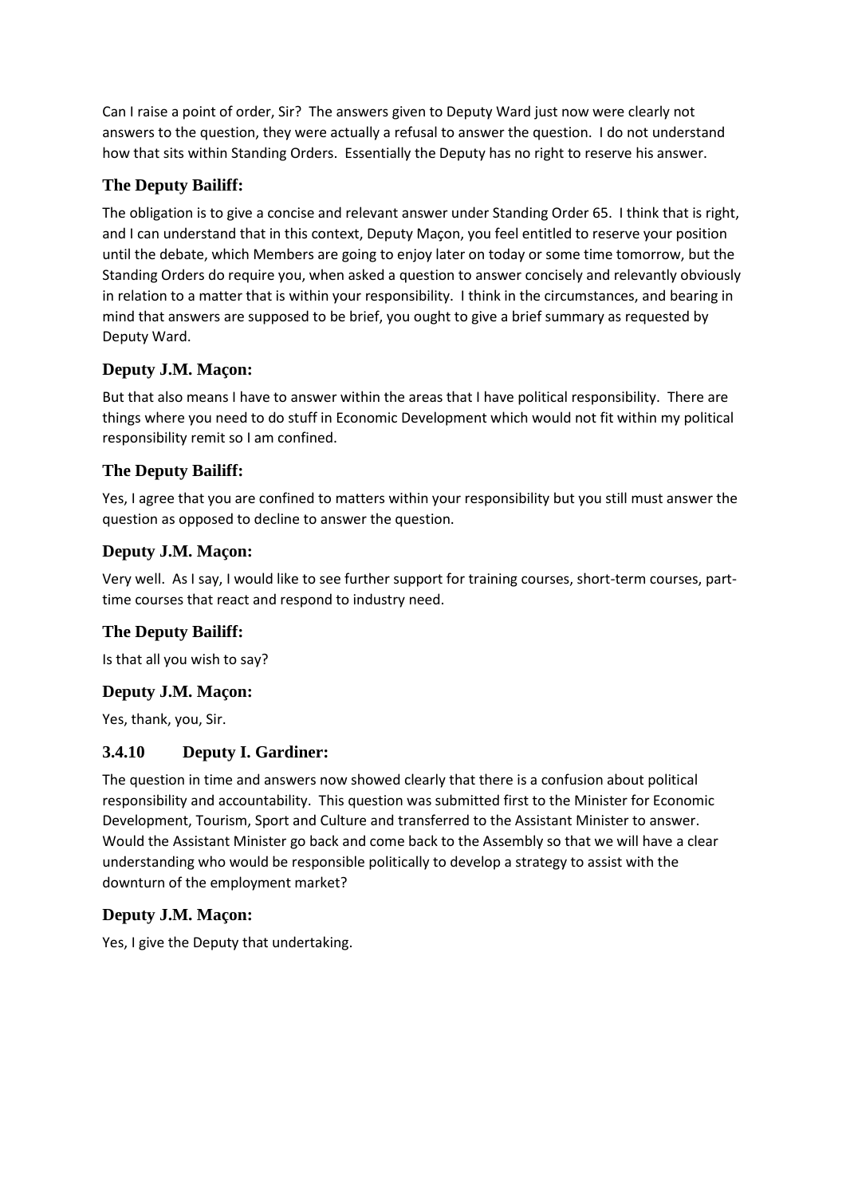Can I raise a point of order, Sir? The answers given to Deputy Ward just now were clearly not answers to the question, they were actually a refusal to answer the question. I do not understand how that sits within Standing Orders. Essentially the Deputy has no right to reserve his answer.

### The Deputy Bailiff:

The obligation is to give a concise and relevant answer under Standing Order 65. I think that is right, and I can understand that in this context, Deputy Maçon, you feel entitled to reserve your position until the debate, which Members are going to enjoy later on today or some time tomorrow, but the Standing Orders do require you, when asked a question to answer concisely and relevantly obviously in relation to a matter that is within your responsibility. I think in the circumstances, and bearing in mind that answers are supposed to be brief, you ought to give a brief summary as requested by Deputy Ward.

### Deputy J.M. Maçon:

But that also means I have to answer within the areas that I have political responsibility. There are things where you need to do stuff in Economic Development which would not fit within my political responsibility remit so I am confined.

### The Deputy Bailiff:

Yes, I agree that you are confined to matters within your responsibility but you still must answer the question as opposed to decline to answer the question.

### Deputy J.M. Maçon:

Very well. As I say, I would like to see further support for training courses, short-term courses, part-time courses that react and respond to industry need.

### The Deputy Bailiff:

Is that all you wish to say?

### Deputy J.M. Maçon:

Yes, thank, you, Sir.

### 3.4.10 Deputy I. Gardiner:

The question in time and answers now showed clearly that there is a confusion about political responsibility and accountability. This question was submitted first to the Minister for Economic Development, Tourism, Sport and Culture and transferred to the Assistant Minister to answer. Would the Assistant Minister go back and come back to the Assembly so that we will have a clear understanding who would be responsible politically to develop a strategy to assist with the downturn of the employment market?

### Deputy J.M. Maçon:

Yes, I give the Deputy that undertaking.